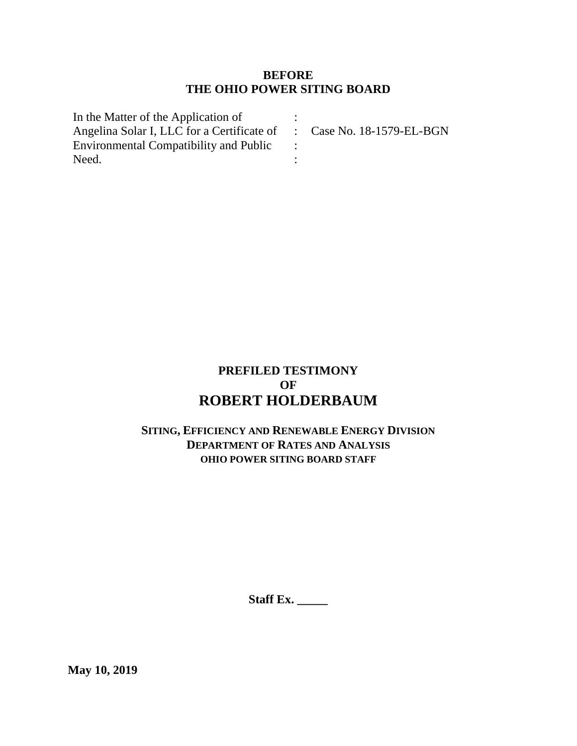**BEFORE**
**THE OHIO POWER SITING BOARD**

| In the Matter of the Application of Angelina Solar I, LLC for a Certificate of Environmental Compatibility and Public Need. | : | Case No. 18-1579-EL-BGN |
|---|---|---|

# PREFILED TESTIMONY
# OF
# ROBERT HOLDERBAUM

**SITING, EFFICIENCY AND RENEWABLE ENERGY DIVISION**
**DEPARTMENT OF RATES AND ANALYSIS**
**OHIO POWER SITING BOARD STAFF**

**Staff Ex. \_\_\_\_\_**

**May 10, 2019**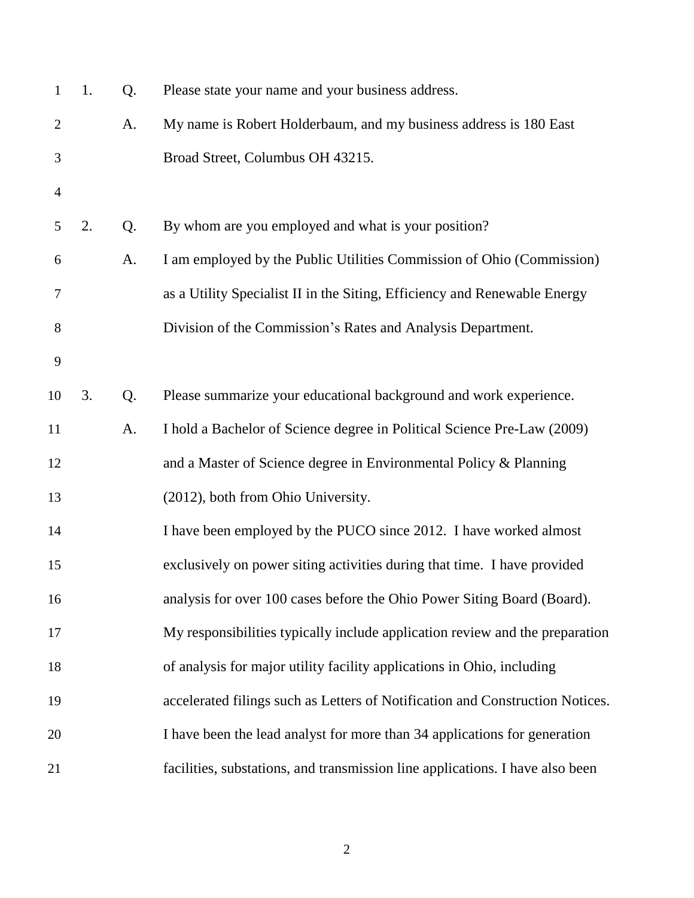1. Q. Please state your name and your business address.

A. My name is Robert Holderbaum, and my business address is 180 East Broad Street, Columbus OH 43215.

2. Q. By whom are you employed and what is your position?

A. I am employed by the Public Utilities Commission of Ohio (Commission) as a Utility Specialist II in the Siting, Efficiency and Renewable Energy Division of the Commission's Rates and Analysis Department.

3. Q. Please summarize your educational background and work experience.

A. I hold a Bachelor of Science degree in Political Science Pre-Law (2009) and a Master of Science degree in Environmental Policy & Planning (2012), both from Ohio University.

I have been employed by the PUCO since 2012. I have worked almost exclusively on power siting activities during that time. I have provided analysis for over 100 cases before the Ohio Power Siting Board (Board). My responsibilities typically include application review and the preparation of analysis for major utility facility applications in Ohio, including accelerated filings such as Letters of Notification and Construction Notices. I have been the lead analyst for more than 34 applications for generation facilities, substations, and transmission line applications. I have also been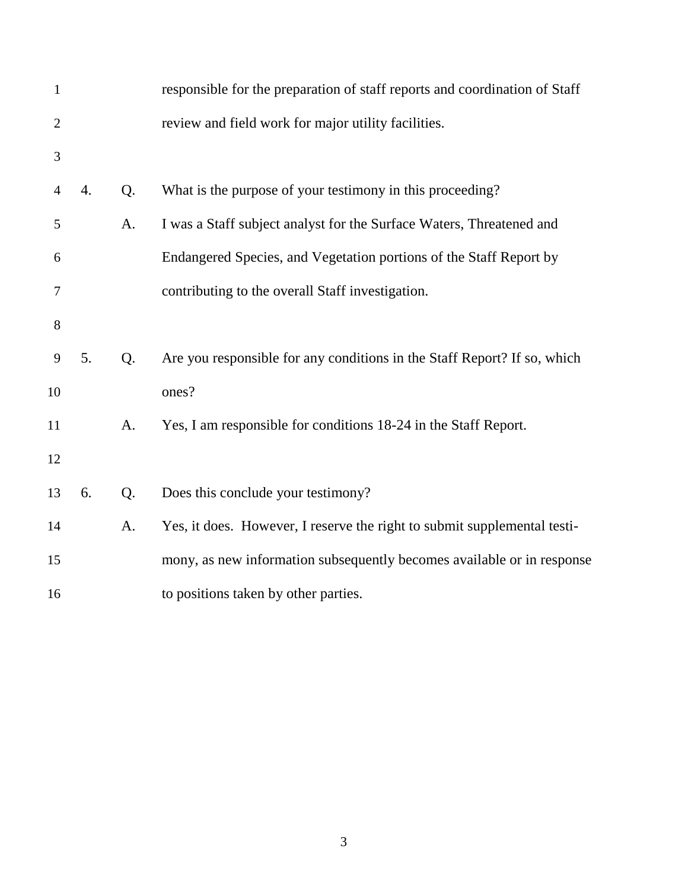responsible for the preparation of staff reports and coordination of Staff review and field work for major utility facilities.

4. Q. What is the purpose of your testimony in this proceeding?

A. I was a Staff subject analyst for the Surface Waters, Threatened and Endangered Species, and Vegetation portions of the Staff Report by contributing to the overall Staff investigation.

5. Q. Are you responsible for any conditions in the Staff Report? If so, which ones?

A. Yes, I am responsible for conditions 18-24 in the Staff Report.

6. Q. Does this conclude your testimony?

A. Yes, it does. However, I reserve the right to submit supplemental testimony, as new information subsequently becomes available or in response to positions taken by other parties.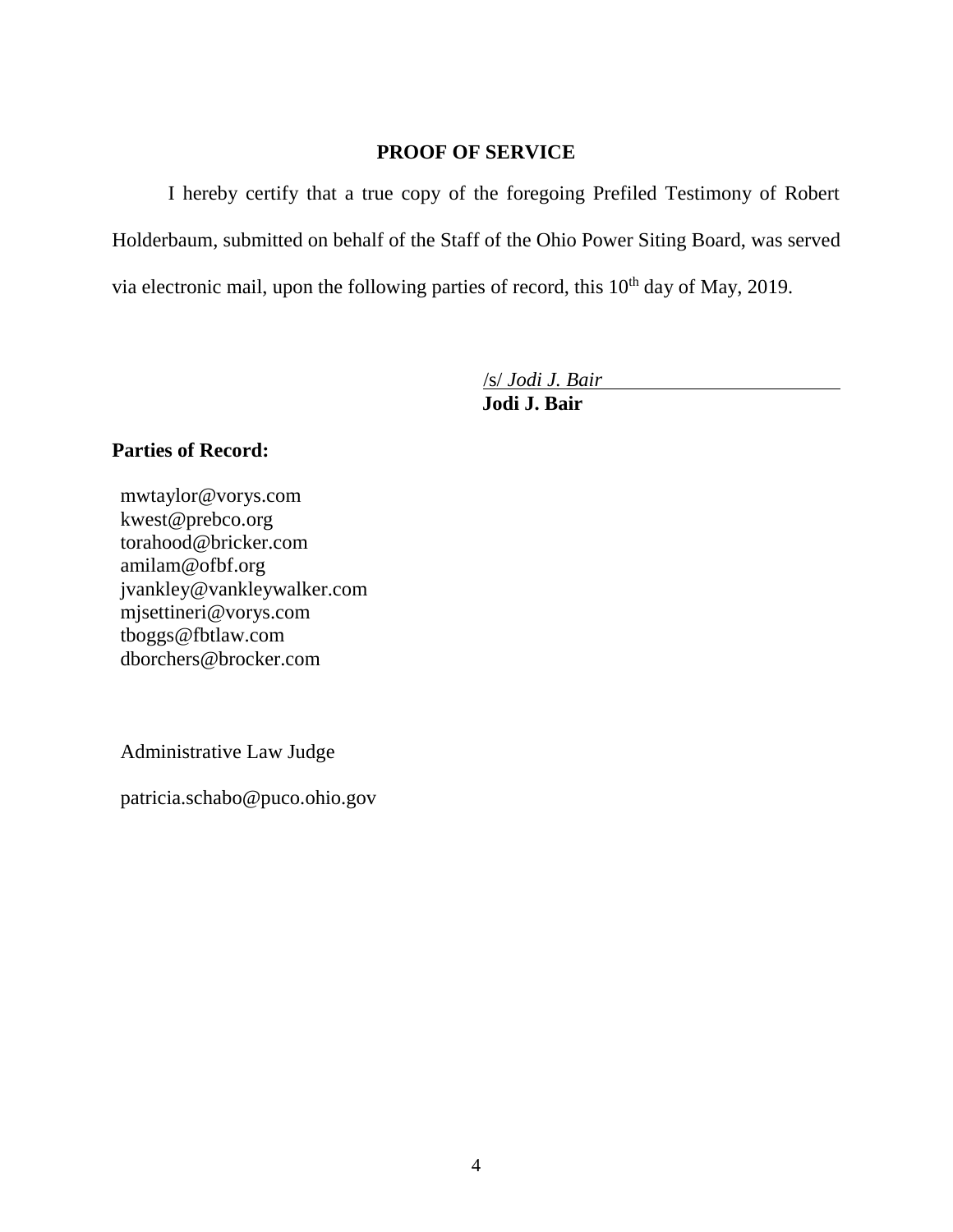## PROOF OF SERVICE

I hereby certify that a true copy of the foregoing Prefiled Testimony of Robert Holderbaum, submitted on behalf of the Staff of the Ohio Power Siting Board, was served via electronic mail, upon the following parties of record, this 10th day of May, 2019.

/s/ *Jodi J. Bair*
**Jodi J. Bair**

**Parties of Record:**

mwtaylor@vorys.com
kwest@prebco.org
torahood@bricker.com
amilam@ofbf.org
jvankley@vankleywalker.com
mjsettineri@vorys.com
tboggs@fbtlaw.com
dborchers@brocker.com

Administrative Law Judge

patricia.schabo@puco.ohio.gov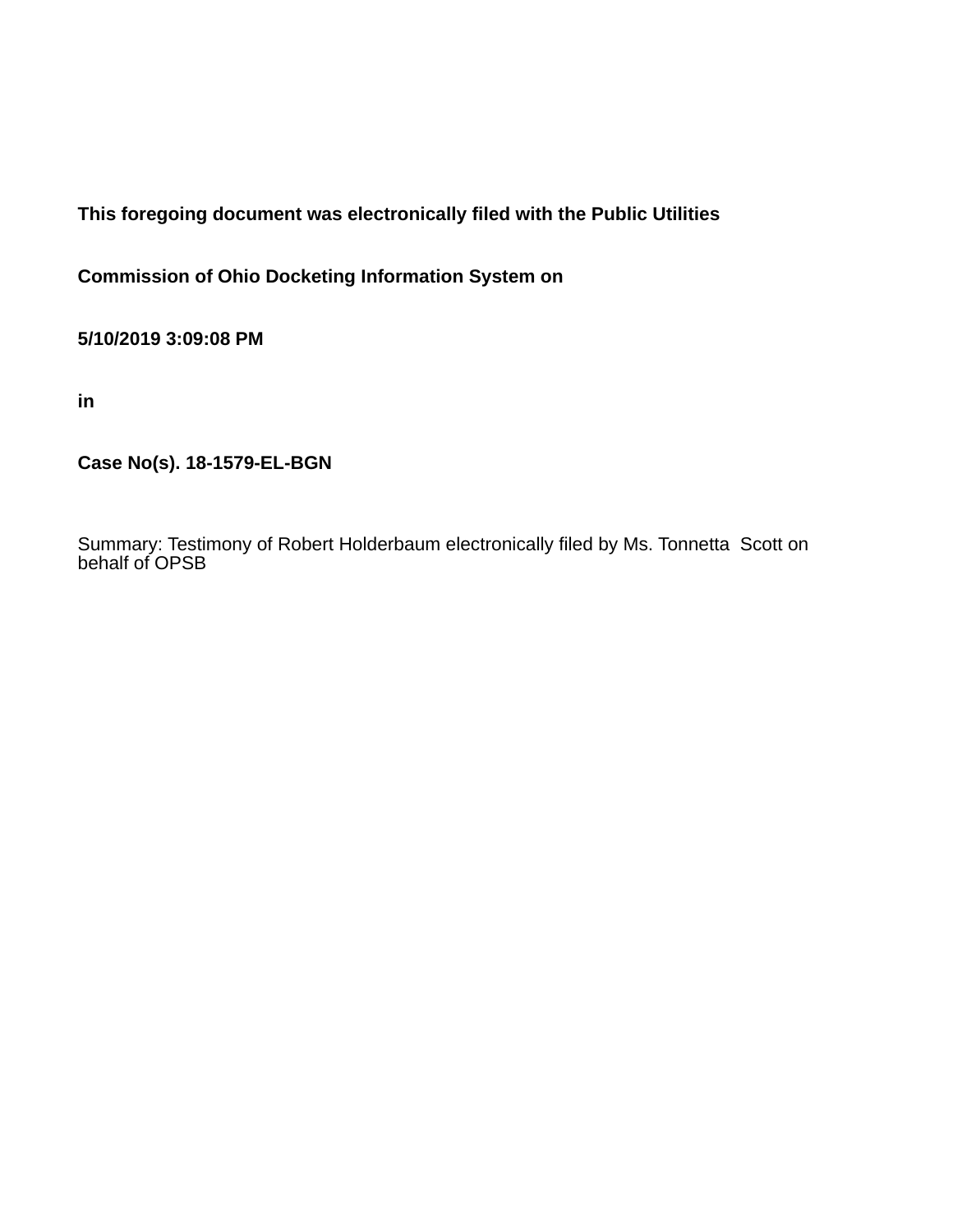**This foregoing document was electronically filed with the Public Utilities**

**Commission of Ohio Docketing Information System on**

**5/10/2019 3:09:08 PM**

**in**

**Case No(s). 18-1579-EL-BGN**

Summary: Testimony of Robert Holderbaum electronically filed by Ms. Tonnetta Scott on behalf of OPSB